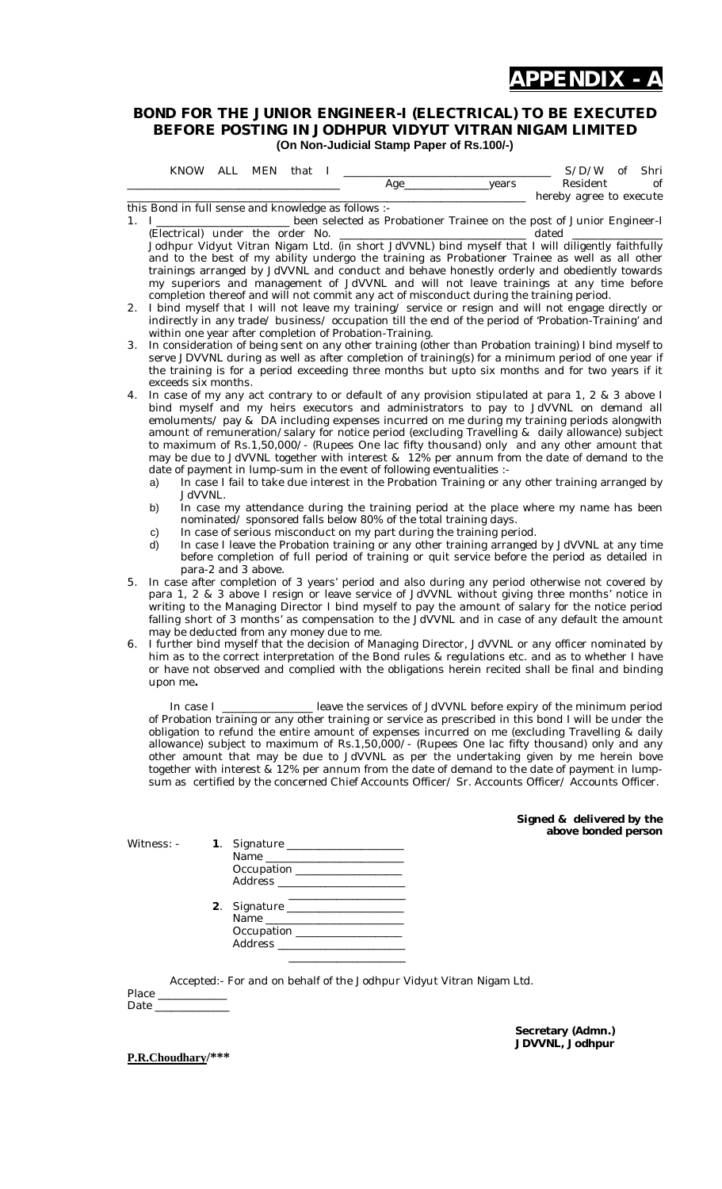# APPENDIX - A

## BOND FOR THE JUNIOR ENGINEER-I (ELECTRICAL) TO BE EXECUTED BEFORE POSTING IN JODHPUR VIDYUT VITRAN NIGAM LIMITED

**(On Non-Judicial Stamp Paper of Rs.100/-)**

KNOW ALL MEN that I ___________________________________ S/D/W of Shri ___________________________________ Age_______________years Resident of _____________________________________________________________________ hereby agree to execute this Bond in full sense and knowledge as follows :-

1. I ______________________ been selected as Probationer Trainee on the post of Junior Engineer-I (Electrical) under the order No. _______________________________ dated _______________ Jodhpur Vidyut Vitran Nigam Ltd. (in short JdVVNL) bind myself that I will diligently faithfully and to the best of my ability undergo the training as Probationer Trainee as well as all other trainings arranged by JdVVNL and conduct and behave honestly orderly and obediently towards my superiors and management of JdVVNL and will not leave trainings at any time before completion thereof and will not commit any act of misconduct during the training period.
2. I bind myself that I will not leave my training/ service or resign and will not engage directly or indirectly in any trade/ business/ occupation till the end of the period of 'Probation-Training' and within one year after completion of Probation-Training.
3. In consideration of being sent on any other training (other than Probation training) I bind myself to serve JDVVNL during as well as after completion of training(s) for a minimum period of one year if the training is for a period exceeding three months but upto six months and for two years if it exceeds six months.
4. In case of my any act contrary to or default of any provision stipulated at para 1, 2 & 3 above I bind myself and my heirs executors and administrators to pay to JdVVNL on demand all emoluments/ pay & DA including expenses incurred on me during my training periods alongwith amount of remuneration/salary for notice period (excluding Travelling & daily allowance) subject to maximum of Rs.1,50,000/- (Rupees One lac fifty thousand) only and any other amount that may be due to JdVVNL together with interest & 12% per annum from the date of demand to the date of payment in lump-sum in the event of following eventualities :-
   a) In case I fail to take due interest in the Probation Training or any other training arranged by JdVVNL.
   b) In case my attendance during the training period at the place where my name has been nominated/ sponsored falls below 80% of the total training days.
   c) In case of serious misconduct on my part during the training period.
   d) In case I leave the Probation training or any other training arranged by JdVVNL at any time before completion of full period of training or quit service before the period as detailed in para-2 and 3 above.
5. In case after completion of 3 years' period and also during any period otherwise not covered by para 1, 2 & 3 above I resign or leave service of JdVVNL without giving three months' notice in writing to the Managing Director I bind myself to pay the amount of salary for the notice period falling short of 3 months' as compensation to the JdVVNL and in case of any default the amount may be deducted from any money due to me.
6. I further bind myself that the decision of Managing Director, JdVVNL or any officer nominated by him as to the correct interpretation of the Bond rules & regulations etc. and as to whether I have or have not observed and complied with the obligations herein recited shall be final and binding upon me**.**

In case I ________________ leave the services of JdVVNL before expiry of the minimum period of Probation training or any other training or service as prescribed in this bond I will be under the obligation to refund the entire amount of expenses incurred on me (excluding Travelling & daily allowance) subject to maximum of Rs.1,50,000/- (Rupees One lac fifty thousand) only and any other amount that may be due to JdVVNL as per the undertaking given by me herein bove together with interest & 12% per annum from the date of demand to the date of payment in lump-sum as certified by the concerned Chief Accounts Officer/ Sr. Accounts Officer/ Accounts Officer.

**Signed & delivered by the above bonded person**

Witness: -

**1**. Signature ____________________
Name ________________________
Occupation __________________
Address _____________________
____________________

**2**. Signature ____________________
Name ________________________
Occupation __________________
Address _____________________
____________________

Accepted:- For and on behalf of the Jodhpur Vidyut Vitran Nigam Ltd.

Place ___________
Date ____________

**Secretary (Admn.)**
**JDVVNL, Jodhpur**

**P.R.Choudhary/\*\*\***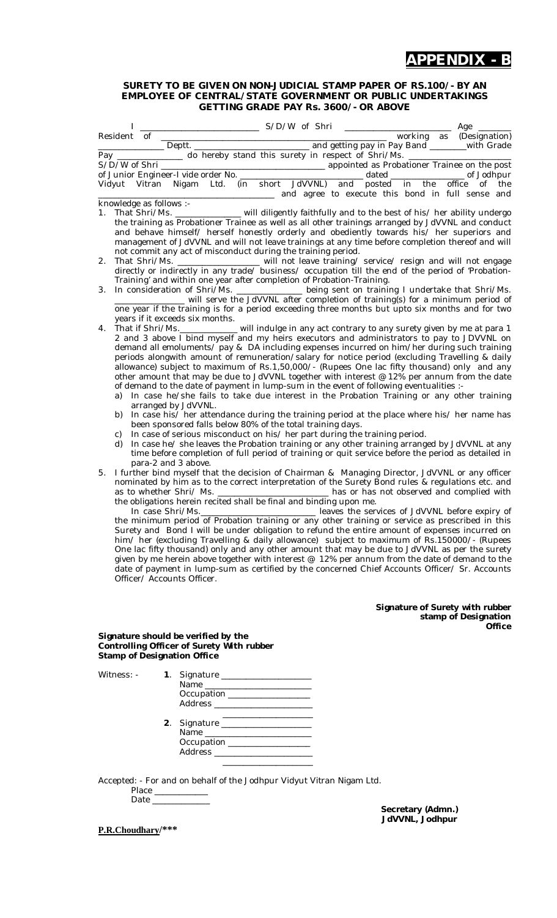# APPENDIX - B

**SURETY TO BE GIVEN ON NON-JUDICIAL STAMP PAPER OF RS.100/- BY AN EMPLOYEE OF CENTRAL/STATE GOVERNMENT OR PUBLIC UNDERTAKINGS GETTING GRADE PAY Rs. 3600/- OR ABOVE**

I \_\_\_\_\_\_\_\_\_\_\_\_\_\_\_\_\_\_\_\_\_\_\_\_ S/D/W of Shri \_\_\_\_\_\_\_\_\_\_\_\_\_\_\_\_\_\_\_\_\_\_ Age \_\_\_\_\_\_\_ Resident of \_\_\_\_\_\_\_\_\_\_\_\_\_\_\_\_\_\_\_\_\_\_\_\_\_\_\_\_\_\_\_\_\_\_\_\_\_\_\_\_\_\_\_\_ working as (Designation) \_\_\_\_\_\_\_\_\_\_\_\_\_ Deptt. \_\_\_\_\_\_\_\_\_\_\_\_\_\_\_\_\_\_\_\_\_\_\_\_\_ and getting pay in Pay Band \_\_\_\_\_\_\_\_with Grade Pay \_\_\_\_\_\_\_\_\_\_\_\_\_\_ do hereby stand this surety in respect of Shri/Ms. \_\_\_\_\_\_\_\_\_\_\_\_\_\_\_\_\_\_\_\_\_\_ S/D/W of Shri \_\_\_\_\_\_\_\_\_\_\_\_\_\_\_\_\_\_\_\_\_\_\_\_\_\_\_\_\_\_\_\_\_\_\_\_ appointed as Probationer Trainee on the post of Junior Engineer-I vide order No. \_\_\_\_\_\_\_\_\_\_\_\_\_\_\_\_\_\_\_\_\_\_\_\_\_ dated \_\_\_\_\_\_\_\_\_\_\_\_\_\_\_\_ of Jodhpur Vidyut Vitran Nigam Ltd. (in short JdVVNL) and posted in the office of the \_\_\_\_\_\_\_\_\_\_\_\_\_\_\_\_\_\_\_\_\_\_\_\_\_\_\_\_\_\_\_\_\_\_\_\_\_\_\_ and agree to execute this bond in full sense and knowledge as follows :-

1. That Shri/Ms. \_\_\_\_\_\_\_\_\_\_\_\_\_\_\_ will diligently faithfully and to the best of his/ her ability undergo the training as Probationer Trainee as well as all other trainings arranged by JdVVNL and conduct and behave himself/ herself honestly orderly and obediently towards his/ her superiors and management of JdVVNL and will not leave trainings at any time before completion thereof and will not commit any act of misconduct during the training period.
2. That Shri/Ms. \_\_\_\_\_\_\_\_\_\_\_\_\_\_\_\_\_\_ will not leave training/ service/ resign and will not engage directly or indirectly in any trade/ business/ occupation till the end of the period of 'Probation-Training' and within one year after completion of Probation-Training.
3. In consideration of Shri/Ms. \_\_\_\_\_\_\_\_\_\_\_\_\_\_\_ being sent on training I undertake that Shri/Ms. \_\_\_\_\_\_\_\_\_\_\_\_\_\_\_ will serve the JdVVNL after completion of training(s) for a minimum period of one year if the training is for a period exceeding three months but upto six months and for two years if it exceeds six months.
4. That if Shri/Ms.\_\_\_\_\_\_\_\_\_\_\_\_\_ will indulge in any act contrary to any surety given by me at para 1 2 and 3 above I bind myself and my heirs executors and administrators to pay to JDVVNL on demand all emoluments/ pay & DA including expenses incurred on him/her during such training periods alongwith amount of remuneration/salary for notice period (excluding Travelling & daily allowance) subject to maximum of Rs.1,50,000/- (Rupees One lac fifty thousand) only and any other amount that may be due to JdVVNL together with interest @ 12% per annum from the date of demand to the date of payment in lump-sum in the event of following eventualities :-
   a) In case he/she fails to take due interest in the Probation Training or any other training arranged by JdVVNL.
   b) In case his/ her attendance during the training period at the place where his/ her name has been sponsored falls below 80% of the total training days.
   c) In case of serious misconduct on his/ her part during the training period.
   d) In case he/ she leaves the Probation training or any other training arranged by JdVVNL at any time before completion of full period of training or quit service before the period as detailed in para-2 and 3 above.
5. I further bind myself that the decision of Chairman & Managing Director, JdVVNL or any officer nominated by him as to the correct interpretation of the Surety Bond rules & regulations etc. and as to whether Shri/ Ms. \_\_\_\_\_\_\_\_\_\_\_\_\_\_\_\_\_\_\_\_\_\_\_\_\_ has or has not observed and complied with the obligations herein recited shall be final and binding upon me.

   In case Shri/Ms.\_\_\_\_\_\_\_\_\_\_\_\_\_\_\_\_\_\_\_\_\_\_\_\_\_\_ leaves the services of JdVVNL before expiry of the minimum period of Probation training or any other training or service as prescribed in this Surety and Bond I will be under obligation to refund the entire amount of expenses incurred on him/ her (excluding Travelling & daily allowance) subject to maximum of Rs.150000/- (Rupees One lac fifty thousand) only and any other amount that may be due to JdVVNL as per the surety given by me herein above together with interest @ 12% per annum from the date of demand to the date of payment in lump-sum as certified by the concerned Chief Accounts Officer/ Sr. Accounts Officer/ Accounts Officer.

**Signature of Surety with rubber stamp of Designation Office**

**Signature should be verified by the Controlling Officer of Surety With rubber Stamp of Designation Office**

Witness: -

**1**. Signature \_\_\_\_\_\_\_\_\_\_\_\_\_\_\_\_\_\_\_\_
Name \_\_\_\_\_\_\_\_\_\_\_\_\_\_\_\_\_\_\_\_\_\_
Occupation \_\_\_\_\_\_\_\_\_\_\_\_\_\_\_\_\_\_
Address \_\_\_\_\_\_\_\_\_\_\_\_\_\_\_\_\_\_\_\_\_
\_\_\_\_\_\_\_\_\_\_\_\_\_\_\_\_\_\_\_\_

**2**. Signature \_\_\_\_\_\_\_\_\_\_\_\_\_\_\_\_\_\_\_\_
Name \_\_\_\_\_\_\_\_\_\_\_\_\_\_\_\_\_\_\_\_\_\_
Occupation \_\_\_\_\_\_\_\_\_\_\_\_\_\_\_\_\_\_
Address \_\_\_\_\_\_\_\_\_\_\_\_\_\_\_\_\_\_\_\_\_
\_\_\_\_\_\_\_\_\_\_\_\_\_\_\_\_\_\_\_\_

Accepted: - For and on behalf of the Jodhpur Vidyut Vitran Nigam Ltd.
Place \_\_\_\_\_\_\_\_\_\_\_
Date \_\_\_\_\_\_\_\_\_\_\_\_

**Secretary (Admn.)**
**JdVVNL, Jodhpur**

**P.R.Choudhary/*****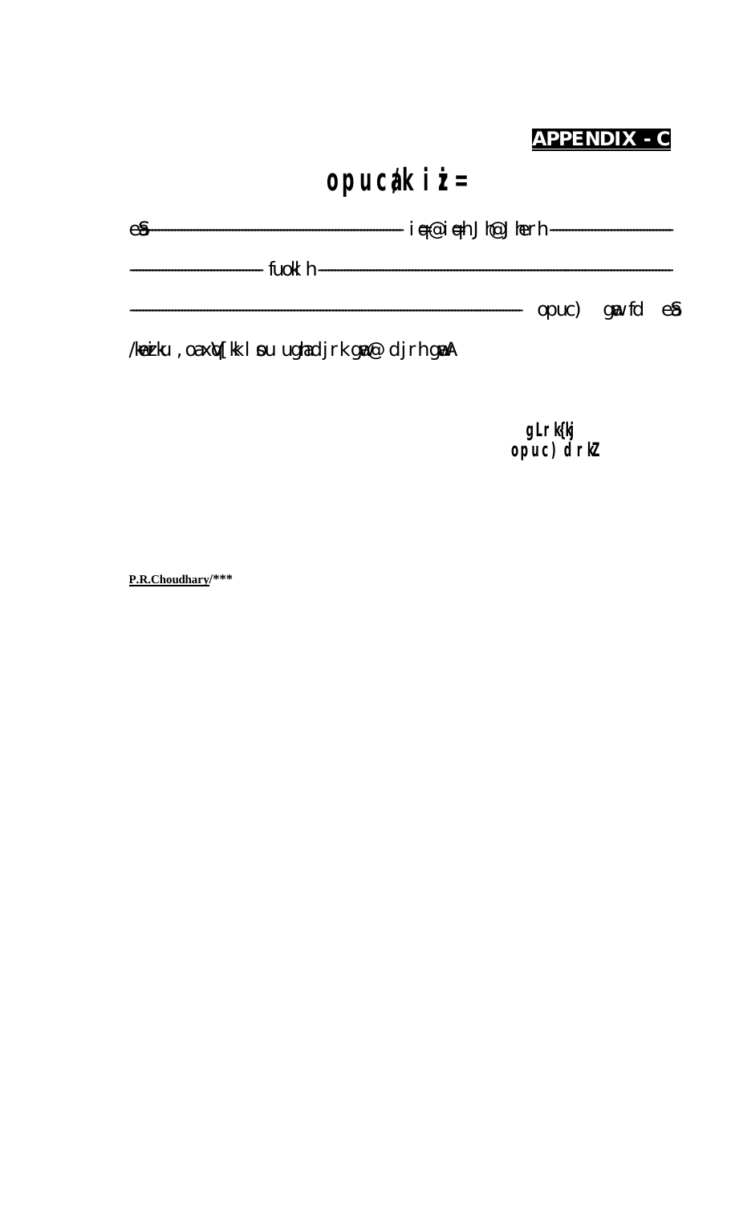**APPENDIX - C**

# opuc)rk i=

eSa------------------------------------------------------------ iq=@iq=h Jh@Jherh ------------------------------

------------------------------ fuoklh ------------------------------------------------------------------

------------------------------------------------------------------------------------------ opuc) gwa fd eSa

/kweziku ,oa xqV[kk lsou ugha djrk gwa@ djrh gwaA

**gLrk{kj**
**opuc) drkZ**

**P.R.Choudhary/*****